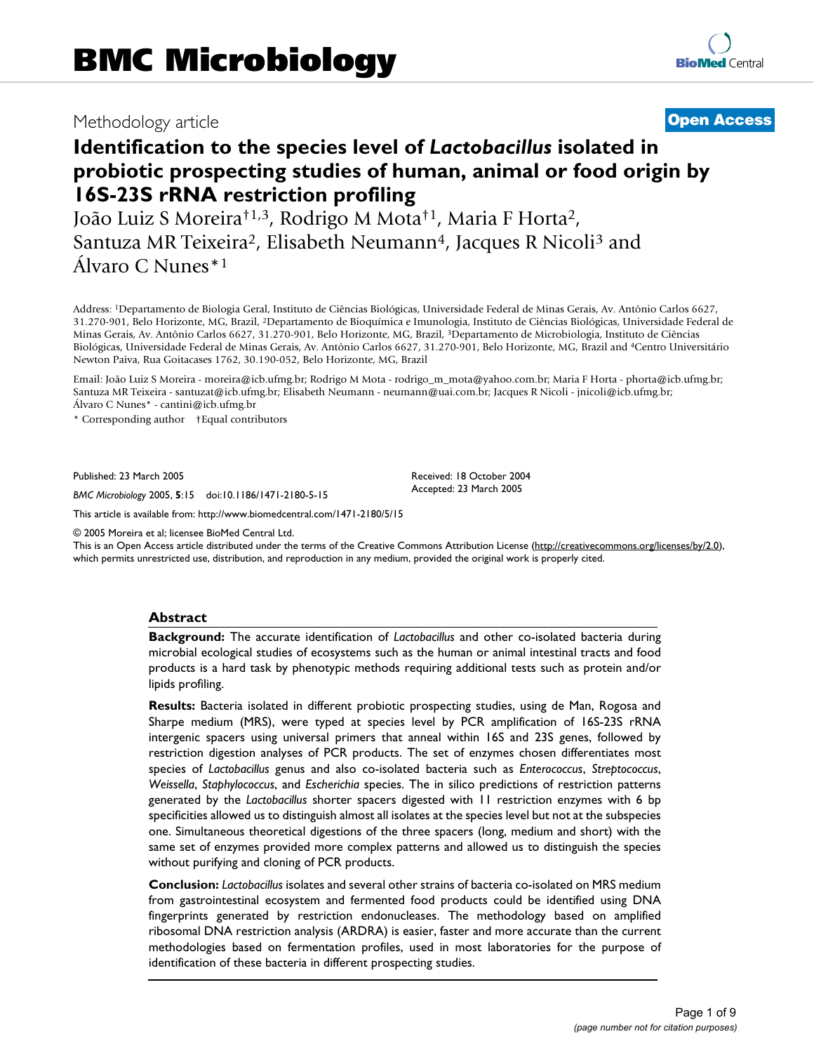Methodology article **Open Access**

# Identification to the species level of *Lactobacillus* isolated in probiotic prospecting studies of human, animal or food origin by 16S-23S rRNA restriction profiling

João Luiz S Moreira†[1,3], Rodrigo M Mota†[1], Maria F Horta[2], Santuza MR Teixeira[2], Elisabeth Neumann[4], Jacques R Nicoli[3] and Álvaro C Nunes*[1]

Address: [1]Departamento de Biologia Geral, Instituto de Ciências Biológicas, Universidade Federal de Minas Gerais, Av. Antônio Carlos 6627, 31.270-901, Belo Horizonte, MG, Brazil, [2]Departamento de Bioquímica e Imunologia, Instituto de Ciências Biológicas, Universidade Federal de Minas Gerais, Av. Antônio Carlos 6627, 31.270-901, Belo Horizonte, MG, Brazil, [3]Departamento de Microbiologia, Instituto de Ciências Biológicas, Universidade Federal de Minas Gerais, Av. Antônio Carlos 6627, 31.270-901, Belo Horizonte, MG, Brazil and [4]Centro Universitário Newton Paiva, Rua Goitacases 1762, 30.190-052, Belo Horizonte, MG, Brazil

Email: João Luiz S Moreira - moreira@icb.ufmg.br; Rodrigo M Mota - rodrigo_m_mota@yahoo.com.br; Maria F Horta - phorta@icb.ufmg.br; Santuza MR Teixeira - santuzat@icb.ufmg.br; Elisabeth Neumann - neumann@uai.com.br; Jacques R Nicoli - jnicoli@icb.ufmg.br; Álvaro C Nunes* - cantini@icb.ufmg.br

\* Corresponding author †Equal contributors

Published: 23 March 2005

*BMC Microbiology* 2005, **5**:15 doi:10.1186/1471-2180-5-15

Received: 18 October 2004
Accepted: 23 March 2005

This article is available from: http://www.biomedcentral.com/1471-2180/5/15

© 2005 Moreira et al; licensee BioMed Central Ltd.
This is an Open Access article distributed under the terms of the Creative Commons Attribution License (http://creativecommons.org/licenses/by/2.0), which permits unrestricted use, distribution, and reproduction in any medium, provided the original work is properly cited.

## Abstract

**Background:** The accurate identification of *Lactobacillus* and other co-isolated bacteria during microbial ecological studies of ecosystems such as the human or animal intestinal tracts and food products is a hard task by phenotypic methods requiring additional tests such as protein and/or lipids profiling.

**Results:** Bacteria isolated in different probiotic prospecting studies, using de Man, Rogosa and Sharpe medium (MRS), were typed at species level by PCR amplification of 16S-23S rRNA intergenic spacers using universal primers that anneal within 16S and 23S genes, followed by restriction digestion analyses of PCR products. The set of enzymes chosen differentiates most species of *Lactobacillus* genus and also co-isolated bacteria such as *Enterococcus*, *Streptococcus*, *Weissella*, *Staphylococcus*, and *Escherichia* species. The in silico predictions of restriction patterns generated by the *Lactobacillus* shorter spacers digested with 11 restriction enzymes with 6 bp specificities allowed us to distinguish almost all isolates at the species level but not at the subspecies one. Simultaneous theoretical digestions of the three spacers (long, medium and short) with the same set of enzymes provided more complex patterns and allowed us to distinguish the species without purifying and cloning of PCR products.

**Conclusion:** *Lactobacillus* isolates and several other strains of bacteria co-isolated on MRS medium from gastrointestinal ecosystem and fermented food products could be identified using DNA fingerprints generated by restriction endonucleases. The methodology based on amplified ribosomal DNA restriction analysis (ARDRA) is easier, faster and more accurate than the current methodologies based on fermentation profiles, used in most laboratories for the purpose of identification of these bacteria in different prospecting studies.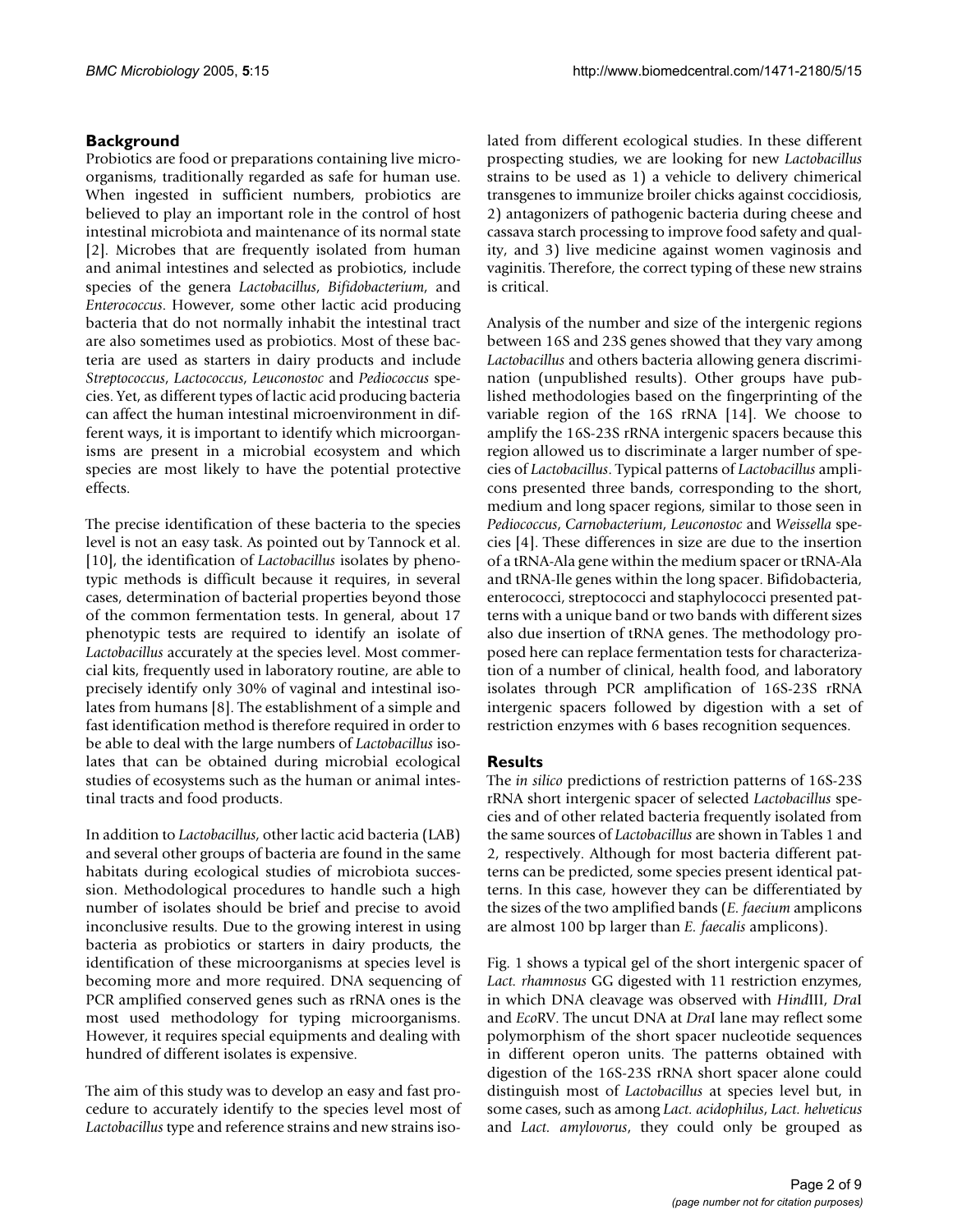## Background

Probiotics are food or preparations containing live microorganisms, traditionally regarded as safe for human use. When ingested in sufficient numbers, probiotics are believed to play an important role in the control of host intestinal microbiota and maintenance of its normal state [2]. Microbes that are frequently isolated from human and animal intestines and selected as probiotics, include species of the genera *Lactobacillus*, *Bifidobacterium*, and *Enterococcus*. However, some other lactic acid producing bacteria that do not normally inhabit the intestinal tract are also sometimes used as probiotics. Most of these bacteria are used as starters in dairy products and include *Streptococcus*, *Lactococcus*, *Leuconostoc* and *Pediococcus* species. Yet, as different types of lactic acid producing bacteria can affect the human intestinal microenvironment in different ways, it is important to identify which microorganisms are present in a microbial ecosystem and which species are most likely to have the potential protective effects.

The precise identification of these bacteria to the species level is not an easy task. As pointed out by Tannock et al. [10], the identification of *Lactobacillus* isolates by phenotypic methods is difficult because it requires, in several cases, determination of bacterial properties beyond those of the common fermentation tests. In general, about 17 phenotypic tests are required to identify an isolate of *Lactobacillus* accurately at the species level. Most commercial kits, frequently used in laboratory routine, are able to precisely identify only 30% of vaginal and intestinal isolates from humans [8]. The establishment of a simple and fast identification method is therefore required in order to be able to deal with the large numbers of *Lactobacillus* isolates that can be obtained during microbial ecological studies of ecosystems such as the human or animal intestinal tracts and food products.

In addition to *Lactobacillus*, other lactic acid bacteria (LAB) and several other groups of bacteria are found in the same habitats during ecological studies of microbiota succession. Methodological procedures to handle such a high number of isolates should be brief and precise to avoid inconclusive results. Due to the growing interest in using bacteria as probiotics or starters in dairy products, the identification of these microorganisms at species level is becoming more and more required. DNA sequencing of PCR amplified conserved genes such as rRNA ones is the most used methodology for typing microorganisms. However, it requires special equipments and dealing with hundred of different isolates is expensive.

The aim of this study was to develop an easy and fast procedure to accurately identify to the species level most of *Lactobacillus* type and reference strains and new strains isolated from different ecological studies. In these different prospecting studies, we are looking for new *Lactobacillus* strains to be used as 1) a vehicle to delivery chimerical transgenes to immunize broiler chicks against coccidiosis, 2) antagonizers of pathogenic bacteria during cheese and cassava starch processing to improve food safety and quality, and 3) live medicine against women vaginosis and vaginitis. Therefore, the correct typing of these new strains is critical.

Analysis of the number and size of the intergenic regions between 16S and 23S genes showed that they vary among *Lactobacillus* and others bacteria allowing genera discrimination (unpublished results). Other groups have published methodologies based on the fingerprinting of the variable region of the 16S rRNA [14]. We choose to amplify the 16S-23S rRNA intergenic spacers because this region allowed us to discriminate a larger number of species of *Lactobacillus*. Typical patterns of *Lactobacillus* amplicons presented three bands, corresponding to the short, medium and long spacer regions, similar to those seen in *Pediococcus*, *Carnobacterium*, *Leuconostoc* and *Weissella* species [4]. These differences in size are due to the insertion of a tRNA-Ala gene within the medium spacer or tRNA-Ala and tRNA-Ile genes within the long spacer. Bifidobacteria, enterococci, streptococci and staphylococci presented patterns with a unique band or two bands with different sizes also due insertion of tRNA genes. The methodology proposed here can replace fermentation tests for characterization of a number of clinical, health food, and laboratory isolates through PCR amplification of 16S-23S rRNA intergenic spacers followed by digestion with a set of restriction enzymes with 6 bases recognition sequences.

## Results

The *in silico* predictions of restriction patterns of 16S-23S rRNA short intergenic spacer of selected *Lactobacillus* species and of other related bacteria frequently isolated from the same sources of *Lactobacillus* are shown in Tables 1 and 2, respectively. Although for most bacteria different patterns can be predicted, some species present identical patterns. In this case, however they can be differentiated by the sizes of the two amplified bands (*E. faecium* amplicons are almost 100 bp larger than *E. faecalis* amplicons).

Fig. 1 shows a typical gel of the short intergenic spacer of *Lact. rhamnosus* GG digested with 11 restriction enzymes, in which DNA cleavage was observed with *Hin*dIII, *Dra*I and *Eco*RV. The uncut DNA at *Dra*I lane may reflect some polymorphism of the short spacer nucleotide sequences in different operon units. The patterns obtained with digestion of the 16S-23S rRNA short spacer alone could distinguish most of *Lactobacillus* at species level but, in some cases, such as among *Lact. acidophilus*, *Lact. helveticus* and *Lact. amylovorus*, they could only be grouped as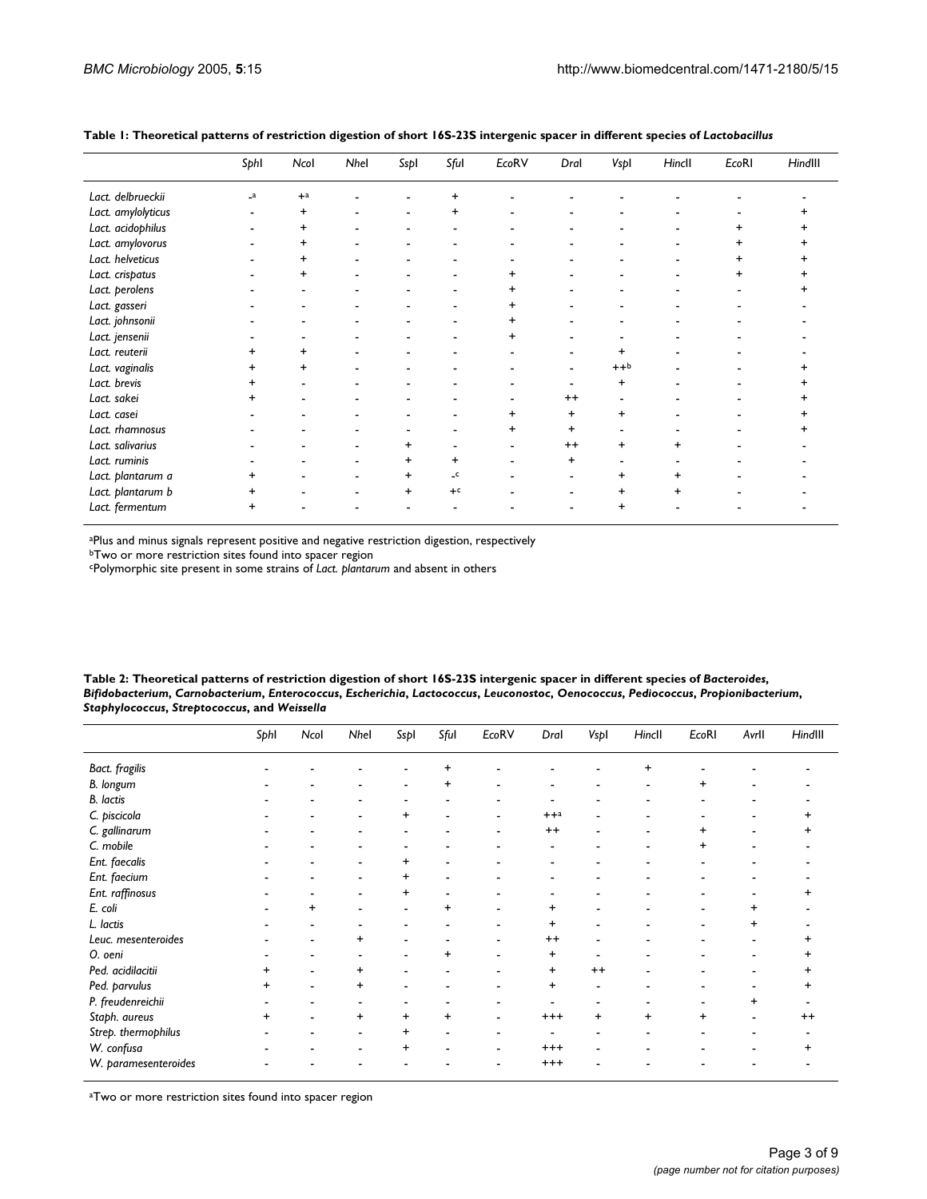**Table 1: Theoretical patterns of restriction digestion of short 16S-23S intergenic spacer in different species of *Lactobacillus***

| | *Sph*I | *Nco*I | *Nhe*I | *Ssp*I | *Sfu*I | *Eco*RV | *Dra*I | *Vsp*I | *Hinc*II | *Eco*RI | *Hind*III |
|---|---|---|---|---|---|---|---|---|---|---|---|
| *Lact. delbrueckii* | -[a] | +[a] | - | - | + | - | - | - | - | - | - |
| *Lact. amylolyticus* | - | + | - | - | + | - | - | - | - | - | + |
| *Lact. acidophilus* | - | + | - | - | - | - | - | - | - | + | + |
| *Lact. amylovorus* | - | + | - | - | - | - | - | - | - | + | + |
| *Lact. helveticus* | - | + | - | - | - | - | - | - | - | + | + |
| *Lact. crispatus* | - | + | - | - | - | + | - | - | - | + | + |
| *Lact. perolens* | - | - | - | - | - | + | - | - | - | - | + |
| *Lact. gasseri* | - | - | - | - | - | + | - | - | - | - | - |
| *Lact. johnsonii* | - | - | - | - | - | + | - | - | - | - | - |
| *Lact. jensenii* | - | - | - | - | - | + | - | - | - | - | - |
| *Lact. reuterii* | + | + | - | - | - | - | - | + | - | - | - |
| *Lact. vaginalis* | + | + | - | - | - | - | - | ++[b] | - | - | + |
| *Lact. brevis* | + | - | - | - | - | - | - | + | - | - | + |
| *Lact. sakei* | + | - | - | - | - | - | ++ | - | - | - | + |
| *Lact. casei* | - | - | - | - | - | + | + | + | - | - | + |
| *Lact. rhamnosus* | - | - | - | - | - | + | + | - | - | - | + |
| *Lact. salivarius* | - | - | - | + | - | - | ++ | + | + | - | - |
| *Lact. ruminis* | - | - | - | + | + | - | + | - | - | - | - |
| *Lact. plantarum a* | + | - | - | + | -[c] | - | - | + | + | - | - |
| *Lact. plantarum b* | + | - | - | + | +[c] | - | - | + | + | - | - |
| *Lact. fermentum* | + | - | - | - | - | - | - | + | - | - | - |

[a]Plus and minus signals represent positive and negative restriction digestion, respectively
[b]Two or more restriction sites found into spacer region
[c]Polymorphic site present in some strains of *Lact. plantarum* and absent in others

**Table 2: Theoretical patterns of restriction digestion of short 16S-23S intergenic spacer in different species of *Bacteroides*, *Bifidobacterium*, *Carnobacterium*, *Enterococcus*, *Escherichia*, *Lactococcus*, *Leuconostoc*, *Oenococcus*, *Pediococcus*, *Propionibacterium*, *Staphylococcus*, *Streptococcus*, and *Weissella***

| | *Sph*I | *Nco*I | *Nhe*I | *Ssp*I | *Sfu*I | *Eco*RV | *Dra*I | *Vsp*I | *Hinc*II | *Eco*RI | *Avr*II | *Hind*III |
|---|---|---|---|---|---|---|---|---|---|---|---|---|
| *Bact. fragilis* | - | - | - | - | + | - | - | - | + | - | - | - |
| *B. longum* | - | - | - | - | + | - | - | - | - | + | - | - |
| *B. lactis* | - | - | - | - | - | - | - | - | - | - | - | - |
| *C. piscicola* | - | - | - | + | - | - | ++[a] | - | - | - | - | + |
| *C. gallinarum* | - | - | - | - | - | - | ++ | - | - | + | - | + |
| *C. mobile* | - | - | - | - | - | - | - | - | - | + | - | - |
| *Ent. faecalis* | - | - | - | + | - | - | - | - | - | - | - | - |
| *Ent. faecium* | - | - | - | + | - | - | - | - | - | - | - | - |
| *Ent. raffinosus* | - | - | - | + | - | - | - | - | - | - | - | + |
| *E. coli* | - | + | - | - | + | - | + | - | - | - | + | - |
| *L. lactis* | - | - | - | - | - | - | + | - | - | - | + | - |
| *Leuc. mesenteroides* | - | - | + | - | - | - | ++ | - | - | - | - | + |
| *O. oeni* | - | - | - | - | + | - | + | - | - | - | - | + |
| *Ped. acidilacitii* | + | - | + | - | - | - | + | ++ | - | - | - | + |
| *Ped. parvulus* | + | - | + | - | - | - | + | - | - | - | - | + |
| *P. freudenreichii* | - | - | - | - | - | - | - | - | - | - | + | - |
| *Staph. aureus* | + | - | + | + | + | - | +++ | + | + | + | - | ++ |
| *Strep. thermophilus* | - | - | - | + | - | - | - | - | - | - | - | - |
| *W. confusa* | - | - | - | + | - | - | +++ | - | - | - | - | + |
| *W. paramesenteroides* | - | - | - | - | - | - | +++ | - | - | - | - | - |

[a]Two or more restriction sites found into spacer region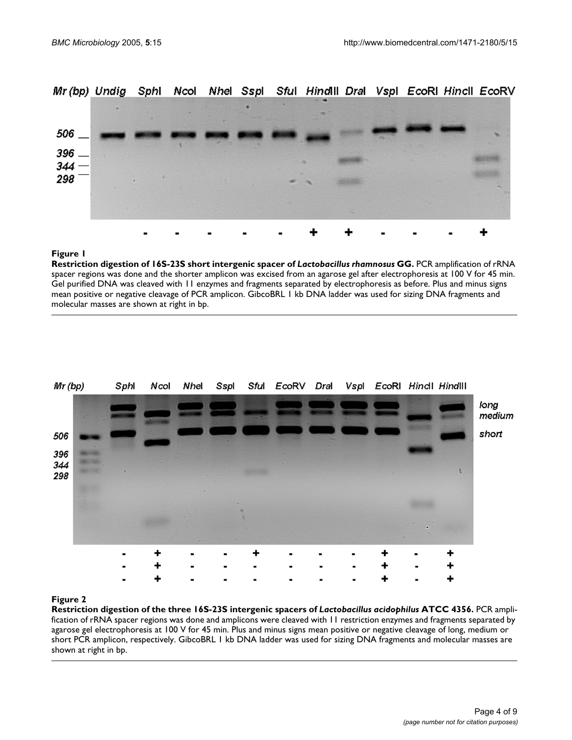**Figure 1**

**Restriction digestion of 16S-23S short intergenic spacer of *Lactobacillus rhamnosus* GG.** PCR amplification of rRNA spacer regions was done and the shorter amplicon was excised from an agarose gel after electrophoresis at 100 V for 45 min. Gel purified DNA was cleaved with 11 enzymes and fragments separated by electrophoresis as before. Plus and minus signs mean positive or negative cleavage of PCR amplicon. GibcoBRL 1 kb DNA ladder was used for sizing DNA fragments and molecular masses are shown at right in bp.

**Figure 2**

**Restriction digestion of the three 16S-23S intergenic spacers of *Lactobacillus acidophilus* ATCC 4356.** PCR amplification of rRNA spacer regions was done and amplicons were cleaved with 11 restriction enzymes and fragments separated by agarose gel electrophoresis at 100 V for 45 min. Plus and minus signs mean positive or negative cleavage of long, medium or short PCR amplicon, respectively. GibcoBRL 1 kb DNA ladder was used for sizing DNA fragments and molecular masses are shown at right in bp.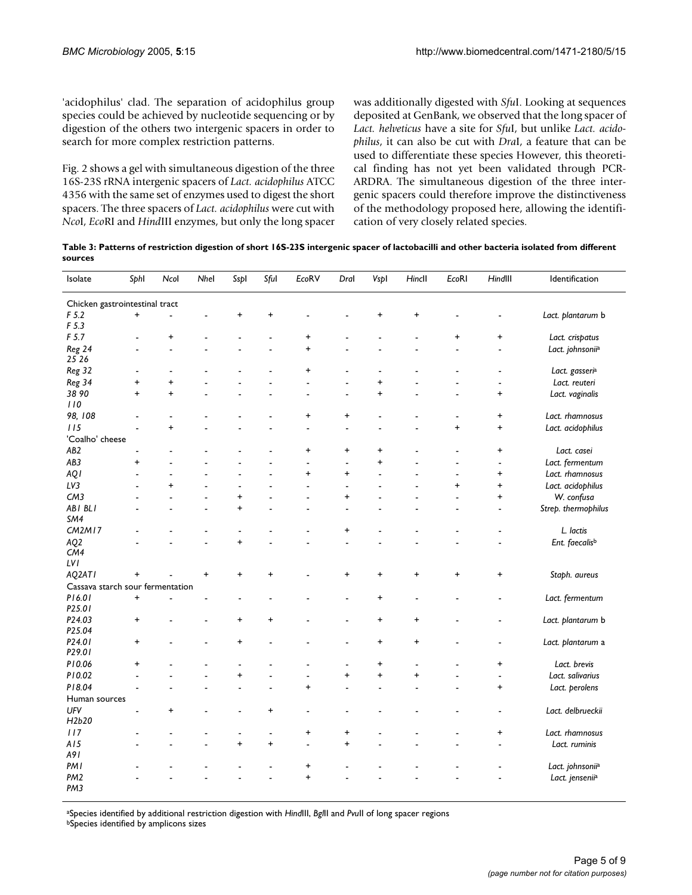'acidophilus' clad. The separation of acidophilus group species could be achieved by nucleotide sequencing or by digestion of the others two intergenic spacers in order to search for more complex restriction patterns.

Fig. 2 shows a gel with simultaneous digestion of the three 16S-23S rRNA intergenic spacers of *Lact. acidophilus* ATCC 4356 with the same set of enzymes used to digest the short spacers. The three spacers of *Lact. acidophilus* were cut with *Nco*I, *Eco*RI and *Hind*III enzymes, but only the long spacer was additionally digested with *Sfu*I. Looking at sequences deposited at GenBank, we observed that the long spacer of *Lact. helveticus* have a site for *Sfu*I, but unlike *Lact. acidophilus*, it can also be cut with *Dra*I, a feature that can be used to differentiate these species However, this theoretical finding has not yet been validated through PCR-ARDRA. The simultaneous digestion of the three intergenic spacers could therefore improve the distinctiveness of the methodology proposed here, allowing the identification of very closely related species.

**Table 3: Patterns of restriction digestion of short 16S-23S intergenic spacer of lactobacilli and other bacteria isolated from different sources**

| Isolate | *Sph*I | *Nco*I | *Nhe*I | *Ssp*I | *Sfu*I | *Eco*RV | *Dra*I | *Vsp*I | *Hinc*II | *Eco*RI | *Hind*III | Identification |
|---|---|---|---|---|---|---|---|---|---|---|---|---|
| Chicken gastrointestinal tract | | | | | | | | | | | | |
| *F 5.2* *F 5.3* | + | - | - | + | + | - | - | + | + | - | - | *Lact. plantarum* b |
| *F 5.7* | - | + | - | - | - | + | - | - | - | + | + | *Lact. crispatus* |
| *Reg 24* *25 26* | - | - | - | - | - | + | - | - | - | - | - | *Lact. johnsonii*[a] |
| *Reg 32* | - | - | - | - | - | + | - | - | - | - | - | *Lact. gasseri*[a] |
| *Reg 34* | + | + | - | - | - | - | - | + | - | - | - | *Lact. reuteri* |
| *38 90* *110* | + | + | - | - | - | - | - | + | - | - | + | *Lact. vaginalis* |
| *98, 108* | - | - | - | - | - | + | + | - | - | - | + | *Lact. rhamnosus* |
| *115* | - | + | - | - | - | - | - | - | - | + | + | *Lact. acidophilus* |
| 'Coalho' cheese | | | | | | | | | | | | |
| *AB2* | - | - | - | - | - | + | + | + | - | - | + | *Lact. casei* |
| *AB3* | + | - | - | - | - | - | - | + | - | - | - | *Lact. fermentum* |
| *AQ1* | - | - | - | - | - | + | + | - | - | - | + | *Lact. rhamnosus* |
| *LV3* | - | + | - | - | - | - | - | - | - | + | + | *Lact. acidophilus* |
| *CM3* | - | - | - | + | - | - | + | - | - | - | + | *W. confusa* |
| *AB1 BL1* *SM4* | - | - | - | + | - | - | - | - | - | - | - | *Strep. thermophilus* |
| *CM2M17* | - | - | - | - | - | - | + | - | - | - | - | *L. lactis* |
| *AQ2* *CM4* *LV1* | - | - | - | + | - | - | - | - | - | - | - | *Ent. faecalis*[b] |
| *AQ2AT1* | + | - | + | + | + | - | + | + | + | + | + | *Staph. aureus* |
| Cassava starch sour fermentation | | | | | | | | | | | | |
| *P16.01* *P25.01* | + | - | - | - | - | - | - | + | - | - | - | *Lact. fermentum* |
| *P24.03* *P25.04* | + | - | - | + | + | - | - | + | + | - | - | *Lact. plantarum* b |
| *P24.01* *P29.01* | + | - | - | + | - | - | - | + | + | - | - | *Lact. plantarum* a |
| *P10.06* | + | - | - | - | - | - | - | + | - | - | + | *Lact. brevis* |
| *P10.02* | - | - | - | + | - | - | + | + | + | - | - | *Lact. salivarius* |
| *P18.04* | - | - | - | - | - | + | - | - | - | - | + | *Lact. perolens* |
| Human sources | | | | | | | | | | | | |
| *UFV* *H2b20* | - | + | - | - | + | - | - | - | - | - | - | *Lact. delbrueckii* |
| *117* | - | - | - | - | - | + | + | - | - | - | + | *Lact. rhamnosus* |
| *A15* *A91* | - | - | - | + | + | - | + | - | - | - | - | *Lact. ruminis* |
| *PM1* | - | - | - | - | - | + | - | - | - | - | - | *Lact. johnsonii*[a] |
| *PM2* *PM3* | - | - | - | - | - | + | - | - | - | - | - | *Lact. jensenii*[a] |

[a]Species identified by additional restriction digestion with *Hind*III, *Bgl*II and *Pvu*II of long spacer regions
[b]Species identified by amplicons sizes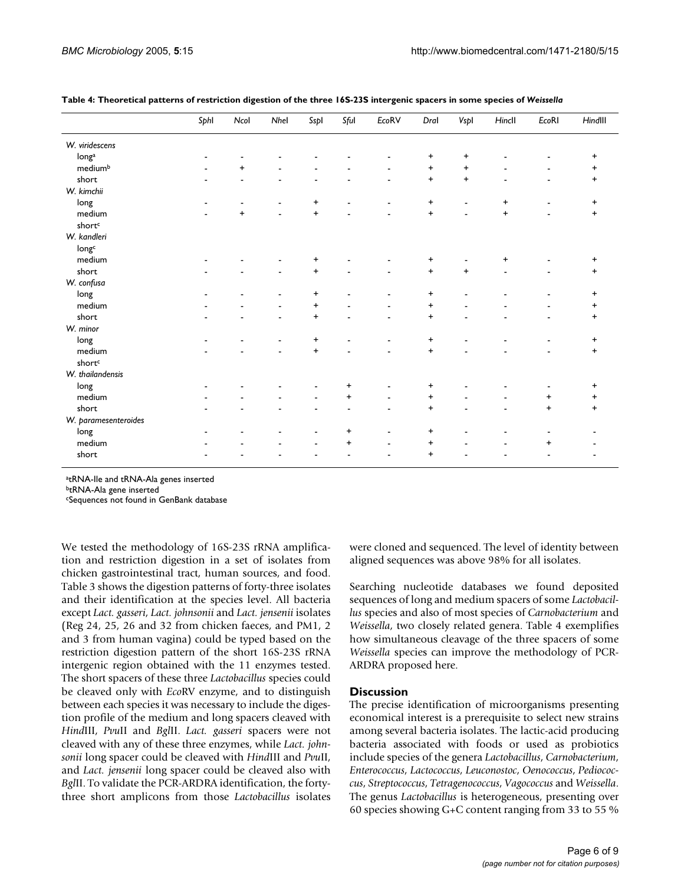**Table 4: Theoretical patterns of restriction digestion of the three 16S-23S intergenic spacers in some species of *Weissella***

| | *Sph*I | *Nco*I | *Nhe*I | *Ssp*I | *Sfu*I | *Eco*RV | *Dra*I | *Vsp*I | *Hinc*II | *Eco*RI | *Hind*III |
|---|---|---|---|---|---|---|---|---|---|---|---|
| *W. viridescens* | | | | | | | | | | | |
| long[a] | - | - | - | - | - | - | + | + | - | - | + |
| medium[b] | - | + | - | - | - | - | + | + | - | - | + |
| short | - | - | - | - | - | - | + | + | - | - | + |
| *W. kimchii* | | | | | | | | | | | |
| long | - | - | - | + | - | - | + | - | + | - | + |
| medium | - | + | - | + | - | - | + | - | + | - | + |
| short[c] | | | | | | | | | | | |
| *W. kandleri* | | | | | | | | | | | |
| long[c] | | | | | | | | | | | |
| medium | - | - | - | + | - | - | + | - | + | - | + |
| short | - | - | - | + | - | - | + | + | - | - | + |
| *W. confusa* | | | | | | | | | | | |
| long | - | - | - | + | - | - | + | - | - | - | + |
| medium | - | - | - | + | - | - | + | - | - | - | + |
| short | - | - | - | + | - | - | + | - | - | - | + |
| *W. minor* | | | | | | | | | | | |
| long | - | - | - | + | - | - | + | - | - | - | + |
| medium | - | - | - | + | - | - | + | - | - | - | + |
| short[c] | | | | | | | | | | | |
| *W. thailandensis* | | | | | | | | | | | |
| long | - | - | - | - | + | - | + | - | - | - | + |
| medium | - | - | - | - | + | - | + | - | - | + | + |
| short | - | - | - | - | - | - | + | - | - | + | + |
| *W. paramesenteroides* | | | | | | | | | | | |
| long | - | - | - | - | + | - | + | - | - | - | - |
| medium | - | - | - | - | + | - | + | - | - | + | - |
| short | - | - | - | - | - | - | + | - | - | - | - |

[a]tRNA-Ile and tRNA-Ala genes inserted
[b]tRNA-Ala gene inserted
[c]Sequences not found in GenBank database

We tested the methodology of 16S-23S rRNA amplification and restriction digestion in a set of isolates from chicken gastrointestinal tract, human sources, and food. Table 3 shows the digestion patterns of forty-three isolates and their identification at the species level. All bacteria except *Lact. gasseri*, *Lact. johnsonii* and *Lact. jensenii* isolates (Reg 24, 25, 26 and 32 from chicken faeces, and PM1, 2 and 3 from human vagina) could be typed based on the restriction digestion pattern of the short 16S-23S rRNA intergenic region obtained with the 11 enzymes tested. The short spacers of these three *Lactobacillus* species could be cleaved only with *Eco*RV enzyme, and to distinguish between each species it was necessary to include the digestion profile of the medium and long spacers cleaved with *Hind*III, *Pvu*II and *Bgl*II. *Lact. gasseri* spacers were not cleaved with any of these three enzymes, while *Lact. johnsonii* long spacer could be cleaved with *Hind*III and *Pvu*II, and *Lact. jensenii* long spacer could be cleaved also with *Bgl*II. To validate the PCR-ARDRA identification, the forty-three short amplicons from those *Lactobacillus* isolates were cloned and sequenced. The level of identity between aligned sequences was above 98% for all isolates.

Searching nucleotide databases we found deposited sequences of long and medium spacers of some *Lactobacillus* species and also of most species of *Carnobacterium* and *Weissella*, two closely related genera. Table 4 exemplifies how simultaneous cleavage of the three spacers of some *Weissella* species can improve the methodology of PCR-ARDRA proposed here.

## Discussion

The precise identification of microorganisms presenting economical interest is a prerequisite to select new strains among several bacteria isolates. The lactic-acid producing bacteria associated with foods or used as probiotics include species of the genera *Lactobacillus*, *Carnobacterium*, *Enterococcus*, *Lactococcus*, *Leuconostoc*, *Oenococcus*, *Pediococcus*, *Streptococcus*, *Tetragenococcus*, *Vagococcus* and *Weissella*. The genus *Lactobacillus* is heterogeneous, presenting over 60 species showing G+C content ranging from 33 to 55 %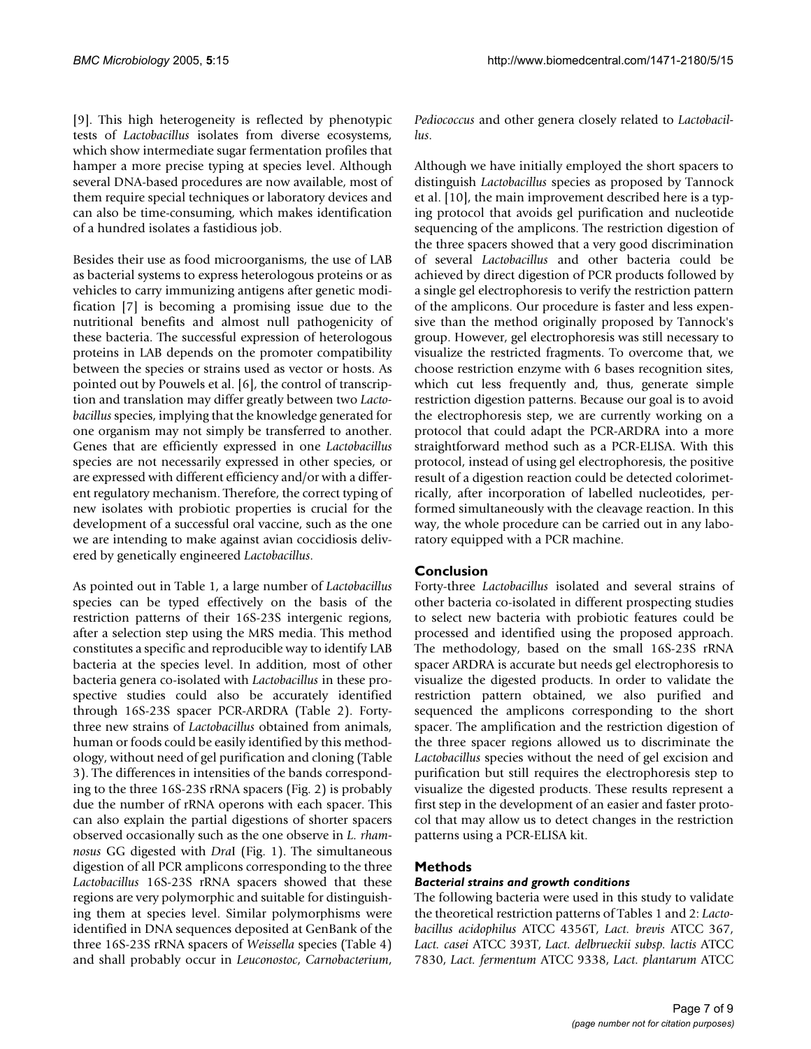[9]. This high heterogeneity is reflected by phenotypic tests of *Lactobacillus* isolates from diverse ecosystems, which show intermediate sugar fermentation profiles that hamper a more precise typing at species level. Although several DNA-based procedures are now available, most of them require special techniques or laboratory devices and can also be time-consuming, which makes identification of a hundred isolates a fastidious job.

Besides their use as food microorganisms, the use of LAB as bacterial systems to express heterologous proteins or as vehicles to carry immunizing antigens after genetic modification [7] is becoming a promising issue due to the nutritional benefits and almost null pathogenicity of these bacteria. The successful expression of heterologous proteins in LAB depends on the promoter compatibility between the species or strains used as vector or hosts. As pointed out by Pouwels et al. [6], the control of transcription and translation may differ greatly between two *Lactobacillus* species, implying that the knowledge generated for one organism may not simply be transferred to another. Genes that are efficiently expressed in one *Lactobacillus* species are not necessarily expressed in other species, or are expressed with different efficiency and/or with a different regulatory mechanism. Therefore, the correct typing of new isolates with probiotic properties is crucial for the development of a successful oral vaccine, such as the one we are intending to make against avian coccidiosis delivered by genetically engineered *Lactobacillus*.

As pointed out in Table 1, a large number of *Lactobacillus* species can be typed effectively on the basis of the restriction patterns of their 16S-23S intergenic regions, after a selection step using the MRS media. This method constitutes a specific and reproducible way to identify LAB bacteria at the species level. In addition, most of other bacteria genera co-isolated with *Lactobacillus* in these prospective studies could also be accurately identified through 16S-23S spacer PCR-ARDRA (Table 2). Forty-three new strains of *Lactobacillus* obtained from animals, human or foods could be easily identified by this methodology, without need of gel purification and cloning (Table 3). The differences in intensities of the bands corresponding to the three 16S-23S rRNA spacers (Fig. 2) is probably due the number of rRNA operons with each spacer. This can also explain the partial digestions of shorter spacers observed occasionally such as the one observe in *L. rhamnosus* GG digested with *Dra*I (Fig. 1). The simultaneous digestion of all PCR amplicons corresponding to the three *Lactobacillus* 16S-23S rRNA spacers showed that these regions are very polymorphic and suitable for distinguishing them at species level. Similar polymorphisms were identified in DNA sequences deposited at GenBank of the three 16S-23S rRNA spacers of *Weissella* species (Table 4) and shall probably occur in *Leuconostoc*, *Carnobacterium*, *Pediococcus* and other genera closely related to *Lactobacillus*.

Although we have initially employed the short spacers to distinguish *Lactobacillus* species as proposed by Tannock et al. [10], the main improvement described here is a typing protocol that avoids gel purification and nucleotide sequencing of the amplicons. The restriction digestion of the three spacers showed that a very good discrimination of several *Lactobacillus* and other bacteria could be achieved by direct digestion of PCR products followed by a single gel electrophoresis to verify the restriction pattern of the amplicons. Our procedure is faster and less expensive than the method originally proposed by Tannock's group. However, gel electrophoresis was still necessary to visualize the restricted fragments. To overcome that, we choose restriction enzyme with 6 bases recognition sites, which cut less frequently and, thus, generate simple restriction digestion patterns. Because our goal is to avoid the electrophoresis step, we are currently working on a protocol that could adapt the PCR-ARDRA into a more straightforward method such as a PCR-ELISA. With this protocol, instead of using gel electrophoresis, the positive result of a digestion reaction could be detected colorimetrically, after incorporation of labelled nucleotides, performed simultaneously with the cleavage reaction. In this way, the whole procedure can be carried out in any laboratory equipped with a PCR machine.

## Conclusion

Forty-three *Lactobacillus* isolated and several strains of other bacteria co-isolated in different prospecting studies to select new bacteria with probiotic features could be processed and identified using the proposed approach. The methodology, based on the small 16S-23S rRNA spacer ARDRA is accurate but needs gel electrophoresis to visualize the digested products. In order to validate the restriction pattern obtained, we also purified and sequenced the amplicons corresponding to the short spacer. The amplification and the restriction digestion of the three spacer regions allowed us to discriminate the *Lactobacillus* species without the need of gel excision and purification but still requires the electrophoresis step to visualize the digested products. These results represent a first step in the development of an easier and faster protocol that may allow us to detect changes in the restriction patterns using a PCR-ELISA kit.

## Methods

### *Bacterial strains and growth conditions*

The following bacteria were used in this study to validate the theoretical restriction patterns of Tables 1 and 2: *Lactobacillus acidophilus* ATCC 4356T, *Lact. brevis* ATCC 367, *Lact. casei* ATCC 393T, *Lact. delbrueckii subsp. lactis* ATCC 7830, *Lact. fermentum* ATCC 9338, *Lact. plantarum* ATCC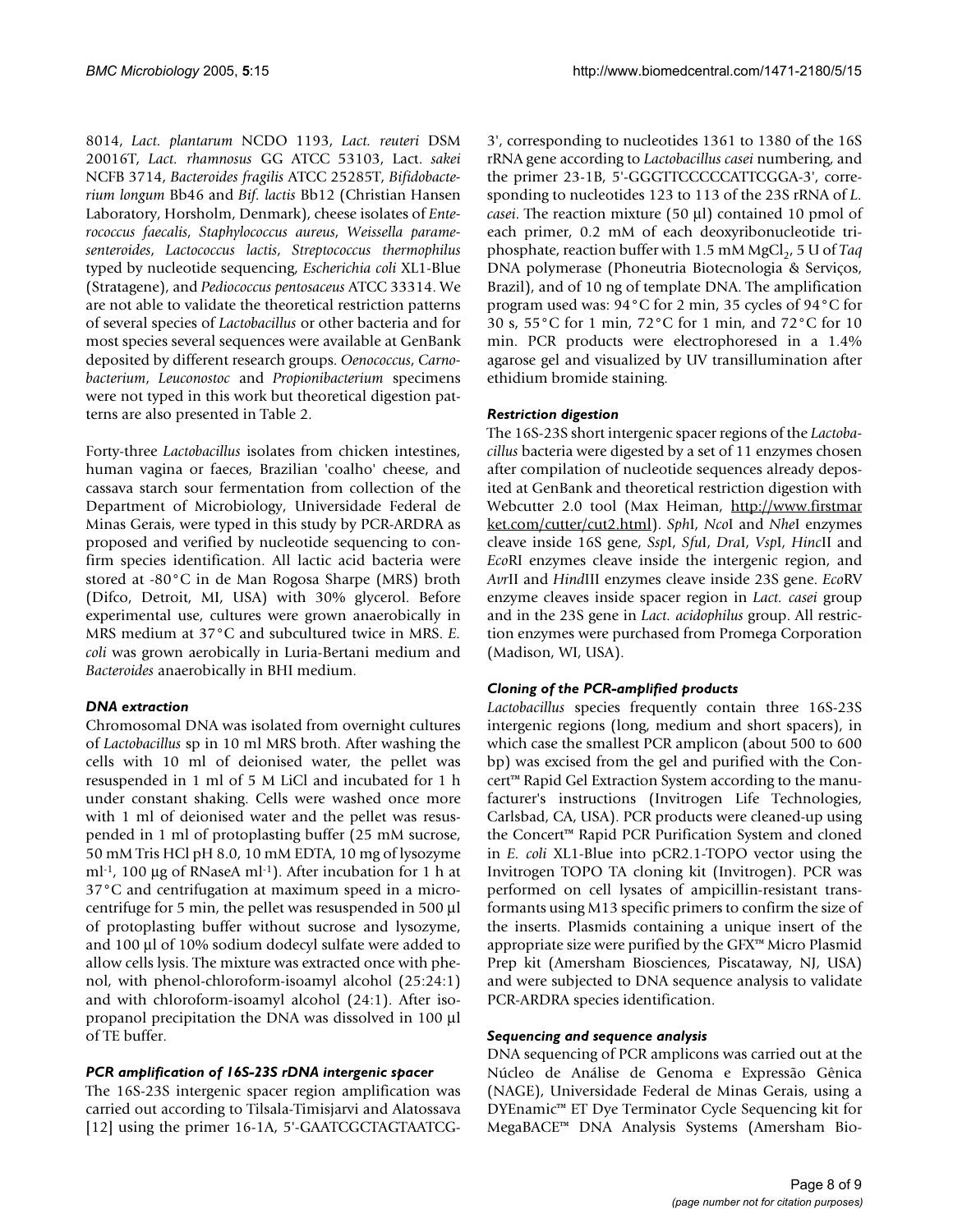8014, *Lact. plantarum* NCDO 1193, *Lact. reuteri* DSM 20016T, *Lact. rhamnosus* GG ATCC 53103, Lact. *sakei* NCFB 3714, *Bacteroides fragilis* ATCC 25285T, *Bifidobacterium longum* Bb46 and *Bif. lactis* Bb12 (Christian Hansen Laboratory, Horsholm, Denmark), cheese isolates of *Enterococcus faecalis*, *Staphylococcus aureus*, *Weissella paramesenteroides*, *Lactococcus lactis*, *Streptococcus thermophilus* typed by nucleotide sequencing, *Escherichia coli* XL1-Blue (Stratagene), and *Pediococcus pentosaceus* ATCC 33314. We are not able to validate the theoretical restriction patterns of several species of *Lactobacillus* or other bacteria and for most species several sequences were available at GenBank deposited by different research groups. *Oenococcus*, *Carnobacterium*, *Leuconostoc* and *Propionibacterium* specimens were not typed in this work but theoretical digestion patterns are also presented in Table 2.

Forty-three *Lactobacillus* isolates from chicken intestines, human vagina or faeces, Brazilian 'coalho' cheese, and cassava starch sour fermentation from collection of the Department of Microbiology, Universidade Federal de Minas Gerais, were typed in this study by PCR-ARDRA as proposed and verified by nucleotide sequencing to confirm species identification. All lactic acid bacteria were stored at -80°C in de Man Rogosa Sharpe (MRS) broth (Difco, Detroit, MI, USA) with 30% glycerol. Before experimental use, cultures were grown anaerobically in MRS medium at 37°C and subcultured twice in MRS. *E. coli* was grown aerobically in Luria-Bertani medium and *Bacteroides* anaerobically in BHI medium.

### *DNA extraction*

Chromosomal DNA was isolated from overnight cultures of *Lactobacillus* sp in 10 ml MRS broth. After washing the cells with 10 ml of deionised water, the pellet was resuspended in 1 ml of 5 M LiCl and incubated for 1 h under constant shaking. Cells were washed once more with 1 ml of deionised water and the pellet was resuspended in 1 ml of protoplasting buffer (25 mM sucrose, 50 mM Tris HCl pH 8.0, 10 mM EDTA, 10 mg of lysozyme $ml^{-1}$, 100 μg of RNaseA $ml^{-1}$). After incubation for 1 h at 37°C and centrifugation at maximum speed in a microcentrifuge for 5 min, the pellet was resuspended in 500 μl of protoplasting buffer without sucrose and lysozyme, and 100 μl of 10% sodium dodecyl sulfate were added to allow cells lysis. The mixture was extracted once with phenol, with phenol-chloroform-isoamyl alcohol (25:24:1) and with chloroform-isoamyl alcohol (24:1). After isopropanol precipitation the DNA was dissolved in 100 μl of TE buffer.

### *PCR amplification of 16S-23S rDNA intergenic spacer*

The 16S-23S intergenic spacer region amplification was carried out according to Tilsala-Timisjarvi and Alatossava [12] using the primer 16-1A, 5'-GAATCGCTAGTAATCG-3', corresponding to nucleotides 1361 to 1380 of the 16S rRNA gene according to *Lactobacillus casei* numbering, and the primer 23-1B, 5'-GGGTTCCCCCATTCGGA-3', corresponding to nucleotides 123 to 113 of the 23S rRNA of *L. casei*. The reaction mixture (50 μl) contained 10 pmol of each primer, 0.2 mM of each deoxyribonucleotide triphosphate, reaction buffer with 1.5 mM $MgCl_2$, 5 U of *Taq* DNA polymerase (Phoneutria Biotecnologia & Serviços, Brazil), and of 10 ng of template DNA. The amplification program used was: 94°C for 2 min, 35 cycles of 94°C for 30 s, 55°C for 1 min, 72°C for 1 min, and 72°C for 10 min. PCR products were electrophoresed in a 1.4% agarose gel and visualized by UV transillumination after ethidium bromide staining.

### *Restriction digestion*

The 16S-23S short intergenic spacer regions of the *Lactobacillus* bacteria were digested by a set of 11 enzymes chosen after compilation of nucleotide sequences already deposited at GenBank and theoretical restriction digestion with Webcutter 2.0 tool (Max Heiman, http://www.firstmarket.com/cutter/cut2.html). *Sph*I, *Nco*I and *Nhe*I enzymes cleave inside 16S gene, *Ssp*I, *Sfu*I, *Dra*I, *Vsp*I, *Hinc*II and *Eco*RI enzymes cleave inside the intergenic region, and *Avr*II and *Hind*III enzymes cleave inside 23S gene. *Eco*RV enzyme cleaves inside spacer region in *Lact. casei* group and in the 23S gene in *Lact. acidophilus* group. All restriction enzymes were purchased from Promega Corporation (Madison, WI, USA).

### *Cloning of the PCR-amplified products*

*Lactobacillus* species frequently contain three 16S-23S intergenic regions (long, medium and short spacers), in which case the smallest PCR amplicon (about 500 to 600 bp) was excised from the gel and purified with the Concert™ Rapid Gel Extraction System according to the manufacturer's instructions (Invitrogen Life Technologies, Carlsbad, CA, USA). PCR products were cleaned-up using the Concert™ Rapid PCR Purification System and cloned in *E. coli* XL1-Blue into pCR2.1-TOPO vector using the Invitrogen TOPO TA cloning kit (Invitrogen). PCR was performed on cell lysates of ampicillin-resistant transformants using M13 specific primers to confirm the size of the inserts. Plasmids containing a unique insert of the appropriate size were purified by the GFX™ Micro Plasmid Prep kit (Amersham Biosciences, Piscataway, NJ, USA) and were subjected to DNA sequence analysis to validate PCR-ARDRA species identification.

### *Sequencing and sequence analysis*

DNA sequencing of PCR amplicons was carried out at the Núcleo de Análise de Genoma e Expressão Gênica (NAGE), Universidade Federal de Minas Gerais, using a DYEnamic™ ET Dye Terminator Cycle Sequencing kit for MegaBACE™ DNA Analysis Systems (Amersham Bio-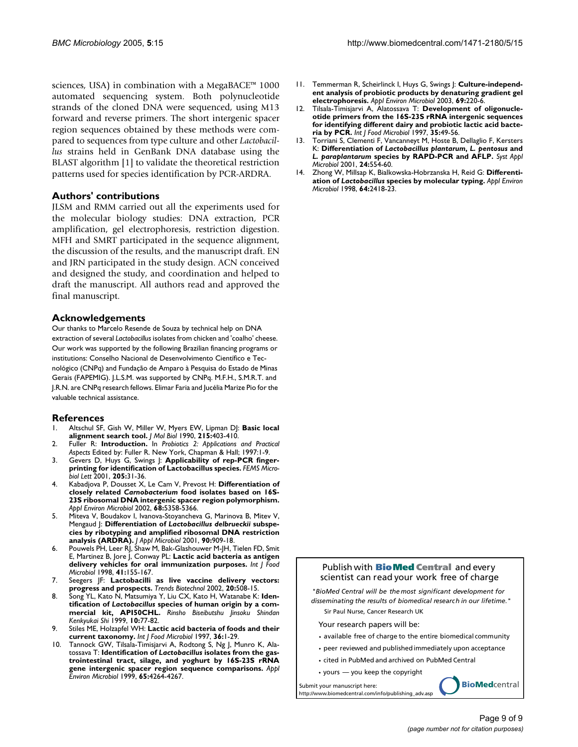sciences, USA) in combination with a MegaBACE™ 1000 automated sequencing system. Both polynucleotide strands of the cloned DNA were sequenced, using M13 forward and reverse primers. The short intergenic spacer region sequences obtained by these methods were compared to sequences from type culture and other *Lactobacillus* strains held in GenBank DNA database using the BLAST algorithm [1] to validate the theoretical restriction patterns used for species identification by PCR-ARDRA.

## Authors' contributions

JLSM and RMM carried out all the experiments used for the molecular biology studies: DNA extraction, PCR amplification, gel electrophoresis, restriction digestion. MFH and SMRT participated in the sequence alignment, the discussion of the results, and the manuscript draft. EN and JRN participated in the study design. ACN conceived and designed the study, and coordination and helped to draft the manuscript. All authors read and approved the final manuscript.

## Acknowledgements

Our thanks to Marcelo Resende de Souza by technical help on DNA extraction of several *Lactobacillus* isolates from chicken and 'coalho' cheese. Our work was supported by the following Brazilian financing programs or institutions: Conselho Nacional de Desenvolvimento Científico e Tecnológico (CNPq) and Fundação de Amparo à Pesquisa do Estado de Minas Gerais (FAPEMIG). J.L.S.M. was supported by CNPq. M.F.H., S.M.R.T. and J.R.N. are CNPq research fellows. Elimar Faria and Jucélia Marize Pio for the valuable technical assistance.

## References

1. Altschul SF, Gish W, Miller W, Myers EW, Lipman DJ: **Basic local alignment search tool.** *J Mol Biol* 1990, **215:**403-410.
2. Fuller R: **Introduction.** In *Probiotics 2: Applications and Practical Aspects* Edited by: Fuller R. New York, Chapman & Hall; 1997:1-9.
3. Gevers D, Huys G, Swings J: **Applicability of rep-PCR fingerprinting for identification of Lactobacillus species.** *FEMS Microbiol Lett* 2001, **205:**31-36.
4. Kabadjova P, Dousset X, Le Cam V, Prevost H: **Differentiation of closely related *Carnobacterium* food isolates based on 16S-23S ribosomal DNA intergenic spacer region polymorphism.** *Appl Environ Microbiol* 2002, **68:**5358-5366.
5. Miteva V, Boudakov I, Ivanova-Stoyancheva G, Marinova B, Mitev V, Mengaud J: **Differentiation of *Lactobacillus delbrueckii* subspecies by ribotyping and amplified ribosomal DNA restriction analysis (ARDRA).** *J Appl Microbiol* 2001, **90:**909-18.
6. Pouwels PH, Leer RJ, Shaw M, Bak-Glashouwer M-JH, Tielen FD, Smit E, Martinez B, Jore J, Conway PL: **Lactic acid bacteria as antigen delivery vehicles for oral immunization purposes.** *Int J Food Microbiol* 1998, **41:**155-167.
7. Seegers JF: **Lactobacilli as live vaccine delivery vectors: progress and prospects.** *Trends Biotechnol* 2002, **20:**508-15.
8. Song YL, Kato N, Matsumiya Y, Liu CX, Kato H, Watanabe K: **Identification of *Lactobacillus* species of human origin by a commercial kit, API50CHL.** *Rinsho Biseibutshu Jinsoku Shindan Kenkyukai Shi* 1999, **10:**77-82.
9. Stiles ME, Holzapfel WH: **Lactic acid bacteria of foods and their current taxonomy.** *Int J Food Microbiol* 1997, **36:**1-29.
10. Tannock GW, Tilsala-Timisjarvi A, Rodtong S, Ng J, Munro K, Alatossava T: **Identification of *Lactobacillus* isolates from the gastrointestinal tract, silage, and yoghurt by 16S-23S rRNA gene intergenic spacer region sequence comparisons.** *Appl Environ Microbiol* 1999, **65:**4264-4267.
11. Temmerman R, Scheirlinck I, Huys G, Swings J: **Culture-independent analysis of probiotic products by denaturing gradient gel electrophoresis.** *Appl Environ Microbiol* 2003, **69:**220-6.
12. Tilsala-Timisjarvi A, Alatossava T: **Development of oligonucleotide primers from the 16S-23S rRNA intergenic sequences for identifying different dairy and probiotic lactic acid bacteria by PCR.** *Int J Food Microbiol* 1997, **35:**49-56.
13. Torriani S, Clementi F, Vancanneyt M, Hoste B, Dellaglio F, Kersters K: **Differentiation of *Lactobacillus plantarum*, *L. pentosus* and *L. paraplantarum* species by RAPD-PCR and AFLP.** *Syst Appl Microbiol* 2001, **24:**554-60.
14. Zhong W, Millsap K, Bialkowska-Hobrzanska H, Reid G: **Differentiation of *Lactobacillus* species by molecular typing.** *Appl Environ Microbiol* 1998, **64:**2418-23.

Publish with **BioMed Central** and every scientist can read your work free of charge

*"BioMed Central will be the most significant development for disseminating the results of biomedical research in our lifetime."*
Sir Paul Nurse, Cancer Research UK

Your research papers will be:

- available free of charge to the entire biomedical community
- peer reviewed and published immediately upon acceptance
- cited in PubMed and archived on PubMed Central
- yours — you keep the copyright

Submit your manuscript here:
http://www.biomedcentral.com/info/publishing_adv.asp

BioMedcentral